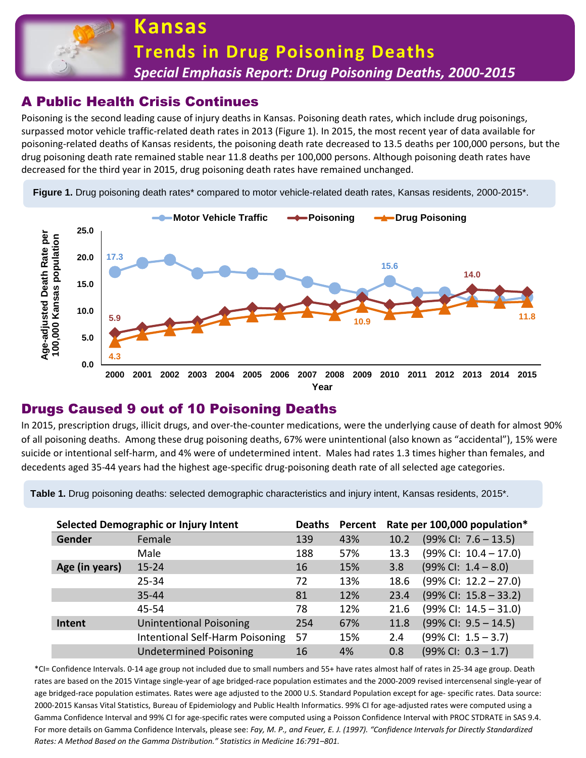# Kansas

## Trends in Drug Poisoning Deaths

*Special Emphasis Report: Drug Poisoning Deaths, 2000-2015*

## A Public Health Crisis Continues

Poisoning is the second leading cause of injury deaths in Kansas. Poisoning death rates, which include drug poisonings, surpassed motor vehicle traffic-related death rates in 2013 (Figure 1). In 2015, the most recent year of data available for poisoning-related deaths of Kansas residents, the poisoning death rate decreased to 13.5 deaths per 100,000 persons, but the drug poisoning death rate remained stable near 11.8 deaths per 100,000 persons. Although poisoning death rates have decreased for the third year in 2015, drug poisoning death rates have remained unchanged.

**Figure 1.** Drug poisoning death rates* compared to motor vehicle-related death rates, Kansas residents, 2000-2015*.

Legend: Motor Vehicle Traffic; Poisoning; Drug Poisoning

Y-axis: Age-adjusted Death Rate per 100,000 Kansas population (0.0–25.0). X-axis: Year (2000–2015).

Labeled values: Motor Vehicle Traffic 17.3 (2000), 15.6 (2010); Poisoning 5.9 (2000), 14.0 (2013); Drug Poisoning 4.3 (2000), 10.9 (2009), 11.8 (2015).

## Drugs Caused 9 out of 10 Poisoning Deaths

In 2015, prescription drugs, illicit drugs, and over-the-counter medications, were the underlying cause of death for almost 90% of all poisoning deaths. Among these drug poisoning deaths, 67% were unintentional (also known as "accidental"), 15% were suicide or intentional self-harm, and 4% were of undetermined intent. Males had rates 1.3 times higher than females, and decedents aged 35-44 years had the highest age-specific drug-poisoning death rate of all selected age categories.

**Table 1.** Drug poisoning deaths: selected demographic characteristics and injury intent, Kansas residents, 2015*.

| Selected Demographic or Injury Intent | | Deaths | Percent | Rate per 100,000 population* |
|---|---|---|---|---|
| Gender | Female | 139 | 43% | 10.2 (99% CI: 7.6 – 13.5) |
| | Male | 188 | 57% | 13.3 (99% CI: 10.4 – 17.0) |
| Age (in years) | 15-24 | 16 | 15% | 3.8 (99% CI: 1.4 – 8.0) |
| | 25-34 | 72 | 13% | 18.6 (99% CI: 12.2 – 27.0) |
| | 35-44 | 81 | 12% | 23.4 (99% CI: 15.8 – 33.2) |
| | 45-54 | 78 | 12% | 21.6 (99% CI: 14.5 – 31.0) |
| Intent | Unintentional Poisoning | 254 | 67% | 11.8 (99% CI: 9.5 – 14.5) |
| | Intentional Self-Harm Poisoning | 57 | 15% | 2.4 (99% CI: 1.5 – 3.7) |
| | Undetermined Poisoning | 16 | 4% | 0.8 (99% CI: 0.3 – 1.7) |

*CI= Confidence Intervals. 0-14 age group not included due to small numbers and 55+ have rates almost half of rates in 25-34 age group. Death rates are based on the 2015 Vintage single-year of age bridged-race population estimates and the 2000-2009 revised intercensenal single-year of age bridged-race population estimates. Rates were age adjusted to the 2000 U.S. Standard Population except for age- specific rates. Data source: 2000-2015 Kansas Vital Statistics, Bureau of Epidemiology and Public Health Informatics. 99% CI for age-adjusted rates were computed using a Gamma Confidence Interval and 99% CI for age-specific rates were computed using a Poisson Confidence Interval with PROC STDRATE in SAS 9.4. For more details on Gamma Confidence Intervals, please see: *Fay, M. P., and Feuer, E. J. (1997). "Confidence Intervals for Directly Standardized Rates: A Method Based on the Gamma Distribution." Statistics in Medicine 16:791–801.*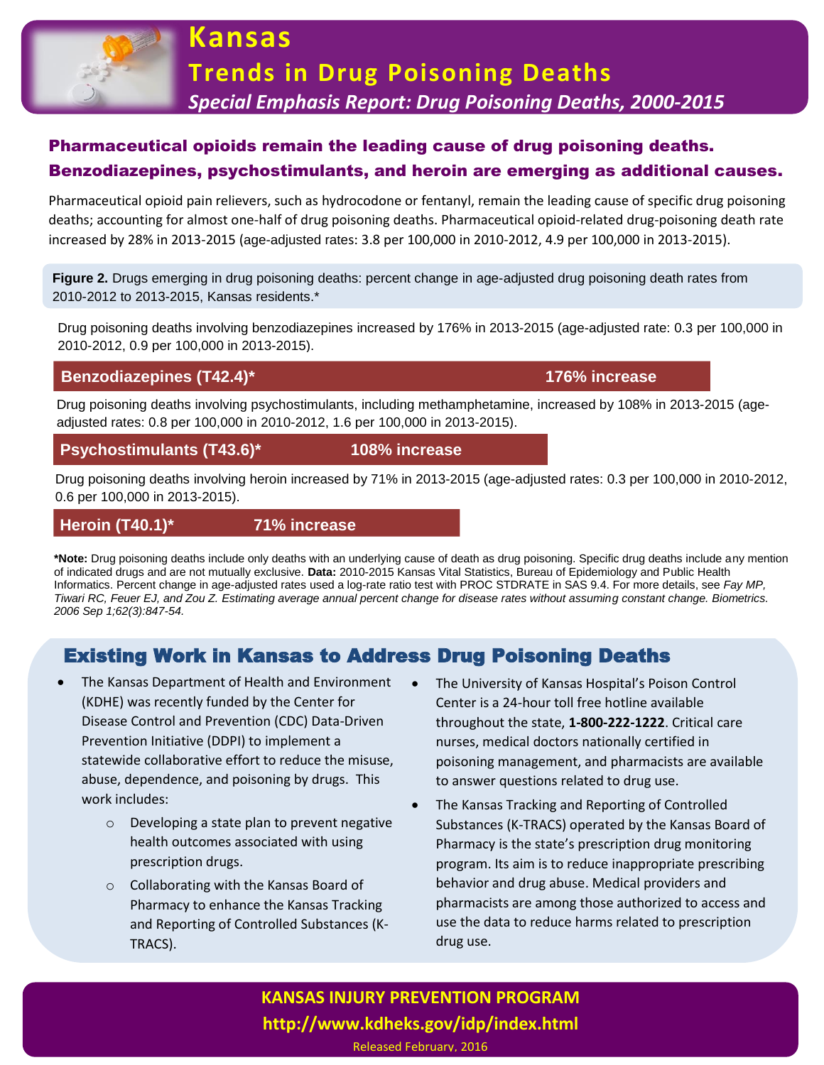# Kansas

## Trends in Drug Poisoning Deaths

*Special Emphasis Report: Drug Poisoning Deaths, 2000-2015*

### Pharmaceutical opioids remain the leading cause of drug poisoning deaths. Benzodiazepines, psychostimulants, and heroin are emerging as additional causes.

Pharmaceutical opioid pain relievers, such as hydrocodone or fentanyl, remain the leading cause of specific drug poisoning deaths; accounting for almost one-half of drug poisoning deaths. Pharmaceutical opioid-related drug-poisoning death rate increased by 28% in 2013-2015 (age-adjusted rates: 3.8 per 100,000 in 2010-2012, 4.9 per 100,000 in 2013-2015).

**Figure 2.** Drugs emerging in drug poisoning deaths: percent change in age-adjusted drug poisoning death rates from 2010-2012 to 2013-2015, Kansas residents.*

Drug poisoning deaths involving benzodiazepines increased by 176% in 2013-2015 (age-adjusted rate: 0.3 per 100,000 in 2010-2012, 0.9 per 100,000 in 2013-2015).

**Benzodiazepines (T42.4)*** **176% increase**

Drug poisoning deaths involving psychostimulants, including methamphetamine, increased by 108% in 2013-2015 (age-adjusted rates: 0.8 per 100,000 in 2010-2012, 1.6 per 100,000 in 2013-2015).

**Psychostimulants (T43.6)*** **108% increase**

Drug poisoning deaths involving heroin increased by 71% in 2013-2015 (age-adjusted rates: 0.3 per 100,000 in 2010-2012, 0.6 per 100,000 in 2013-2015).

**Heroin (T40.1)*** **71% increase**

***Note:** Drug poisoning deaths include only deaths with an underlying cause of death as drug poisoning. Specific drug deaths include any mention of indicated drugs and are not mutually exclusive. **Data:** 2010-2015 Kansas Vital Statistics, Bureau of Epidemiology and Public Health Informatics. Percent change in age-adjusted rates used a log-rate ratio test with PROC STDRATE in SAS 9.4. For more details, see *Fay MP, Tiwari RC, Feuer EJ, and Zou Z. Estimating average annual percent change for disease rates without assuming constant change. Biometrics. 2006 Sep 1;62(3):847-54.*

## Existing Work in Kansas to Address Drug Poisoning Deaths

- The Kansas Department of Health and Environment (KDHE) was recently funded by the Center for Disease Control and Prevention (CDC) Data-Driven Prevention Initiative (DDPI) to implement a statewide collaborative effort to reduce the misuse, abuse, dependence, and poisoning by drugs. This work includes:
  - Developing a state plan to prevent negative health outcomes associated with using prescription drugs.
  - Collaborating with the Kansas Board of Pharmacy to enhance the Kansas Tracking and Reporting of Controlled Substances (K-TRACS).
- The University of Kansas Hospital's Poison Control Center is a 24-hour toll free hotline available throughout the state, **1-800-222-1222**. Critical care nurses, medical doctors nationally certified in poisoning management, and pharmacists are available to answer questions related to drug use.
- The Kansas Tracking and Reporting of Controlled Substances (K-TRACS) operated by the Kansas Board of Pharmacy is the state's prescription drug monitoring program. Its aim is to reduce inappropriate prescribing behavior and drug abuse. Medical providers and pharmacists are among those authorized to access and use the data to reduce harms related to prescription drug use.

**KANSAS INJURY PREVENTION PROGRAM**

**http://www.kdheks.gov/idp/index.html**

Released February, 2016